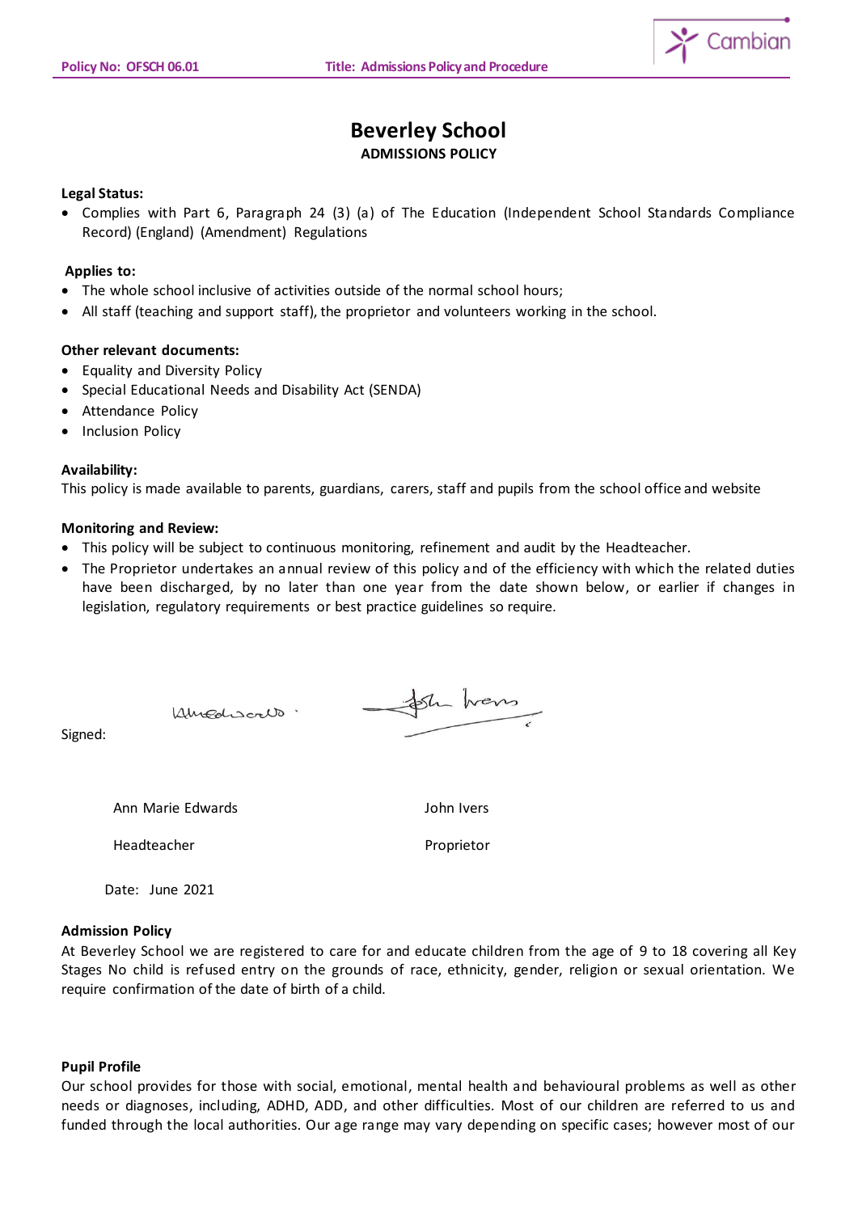# Beverley School

**ADMISSIONS POLICY**

**Legal Status:**

- Complies with Part 6, Paragraph 24 (3) (a) of The Education (Independent School Standards Compliance Record) (England) (Amendment) Regulations

**Applies to:**

- The whole school inclusive of activities outside of the normal school hours;
- All staff (teaching and support staff), the proprietor and volunteers working in the school.

**Other relevant documents:**

- Equality and Diversity Policy
- Special Educational Needs and Disability Act (SENDA)
- Attendance Policy
- Inclusion Policy

**Availability:**

This policy is made available to parents, guardians, carers, staff and pupils from the school office and website

**Monitoring and Review:**

- This policy will be subject to continuous monitoring, refinement and audit by the Headteacher.
- The Proprietor undertakes an annual review of this policy and of the efficiency with which the related duties have been discharged, by no later than one year from the date shown below, or earlier if changes in legislation, regulatory requirements or best practice guidelines so require.

Signed:

| Ann Marie Edwards | John Ivers |
|---|---|
| Headteacher | Proprietor |

Date: June 2021

**Admission Policy**

At Beverley School we are registered to care for and educate children from the age of 9 to 18 covering all Key Stages No child is refused entry on the grounds of race, ethnicity, gender, religion or sexual orientation. We require confirmation of the date of birth of a child.

**Pupil Profile**

Our school provides for those with social, emotional, mental health and behavioural problems as well as other needs or diagnoses, including, ADHD, ADD, and other difficulties. Most of our children are referred to us and funded through the local authorities. Our age range may vary depending on specific cases; however most of our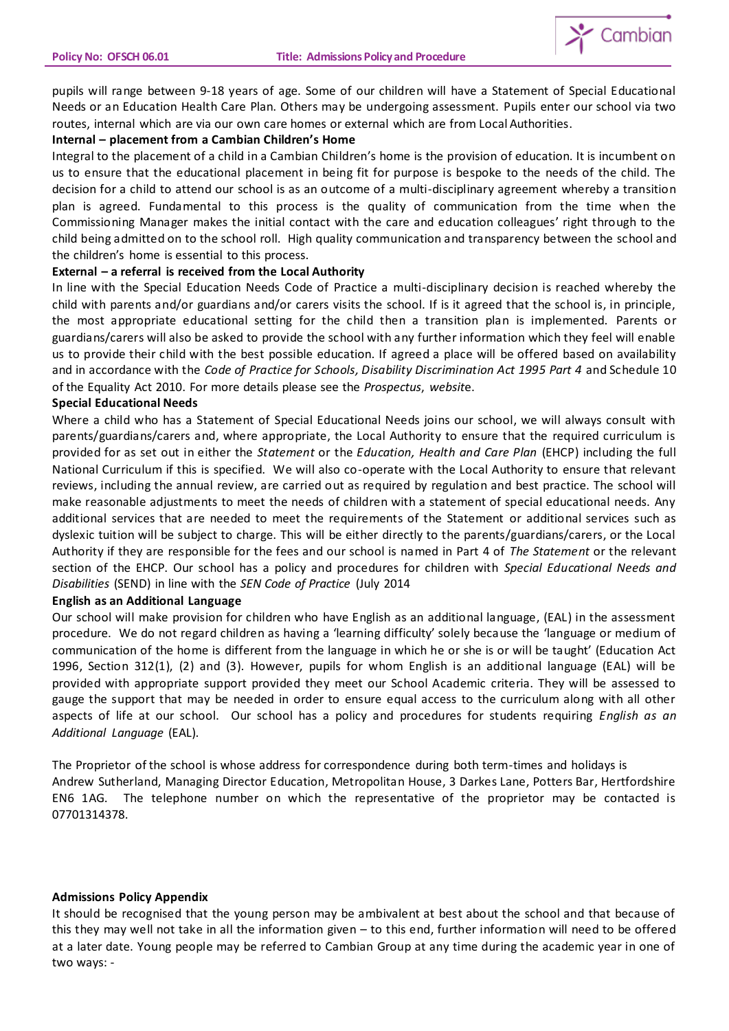pupils will range between 9-18 years of age. Some of our children will have a Statement of Special Educational Needs or an Education Health Care Plan. Others may be undergoing assessment. Pupils enter our school via two routes, internal which are via our own care homes or external which are from Local Authorities.

**Internal – placement from a Cambian Children's Home**

Integral to the placement of a child in a Cambian Children's home is the provision of education. It is incumbent on us to ensure that the educational placement in being fit for purpose is bespoke to the needs of the child. The decision for a child to attend our school is as an outcome of a multi-disciplinary agreement whereby a transition plan is agreed. Fundamental to this process is the quality of communication from the time when the Commissioning Manager makes the initial contact with the care and education colleagues' right through to the child being admitted on to the school roll. High quality communication and transparency between the school and the children's home is essential to this process.

**External – a referral is received from the Local Authority**

In line with the Special Education Needs Code of Practice a multi-disciplinary decision is reached whereby the child with parents and/or guardians and/or carers visits the school. If is it agreed that the school is, in principle, the most appropriate educational setting for the child then a transition plan is implemented. Parents or guardians/carers will also be asked to provide the school with any further information which they feel will enable us to provide their child with the best possible education. If agreed a place will be offered based on availability and in accordance with the *Code of Practice for Schools, Disability Discrimination Act 1995 Part 4* and Schedule 10 of the Equality Act 2010. For more details please see the *Prospectus*, *website*.

**Special Educational Needs**

Where a child who has a Statement of Special Educational Needs joins our school, we will always consult with parents/guardians/carers and, where appropriate, the Local Authority to ensure that the required curriculum is provided for as set out in either the *Statement* or the *Education, Health and Care Plan* (EHCP) including the full National Curriculum if this is specified. We will also co-operate with the Local Authority to ensure that relevant reviews, including the annual review, are carried out as required by regulation and best practice. The school will make reasonable adjustments to meet the needs of children with a statement of special educational needs. Any additional services that are needed to meet the requirements of the Statement or additional services such as dyslexic tuition will be subject to charge. This will be either directly to the parents/guardians/carers, or the Local Authority if they are responsible for the fees and our school is named in Part 4 of *The Statement* or the relevant section of the EHCP. Our school has a policy and procedures for children with *Special Educational Needs and Disabilities* (SEND) in line with the *SEN Code of Practice* (July 2014

**English as an Additional Language**

Our school will make provision for children who have English as an additional language, (EAL) in the assessment procedure. We do not regard children as having a 'learning difficulty' solely because the 'language or medium of communication of the home is different from the language in which he or she is or will be taught' (Education Act 1996, Section 312(1), (2) and (3). However, pupils for whom English is an additional language (EAL) will be provided with appropriate support provided they meet our School Academic criteria. They will be assessed to gauge the support that may be needed in order to ensure equal access to the curriculum along with all other aspects of life at our school. Our school has a policy and procedures for students requiring *English as an Additional Language* (EAL).

The Proprietor of the school is whose address for correspondence during both term-times and holidays is Andrew Sutherland, Managing Director Education, Metropolitan House, 3 Darkes Lane, Potters Bar, Hertfordshire EN6 1AG. The telephone number on which the representative of the proprietor may be contacted is 07701314378.

**Admissions Policy Appendix**

It should be recognised that the young person may be ambivalent at best about the school and that because of this they may well not take in all the information given – to this end, further information will need to be offered at a later date. Young people may be referred to Cambian Group at any time during the academic year in one of two ways: -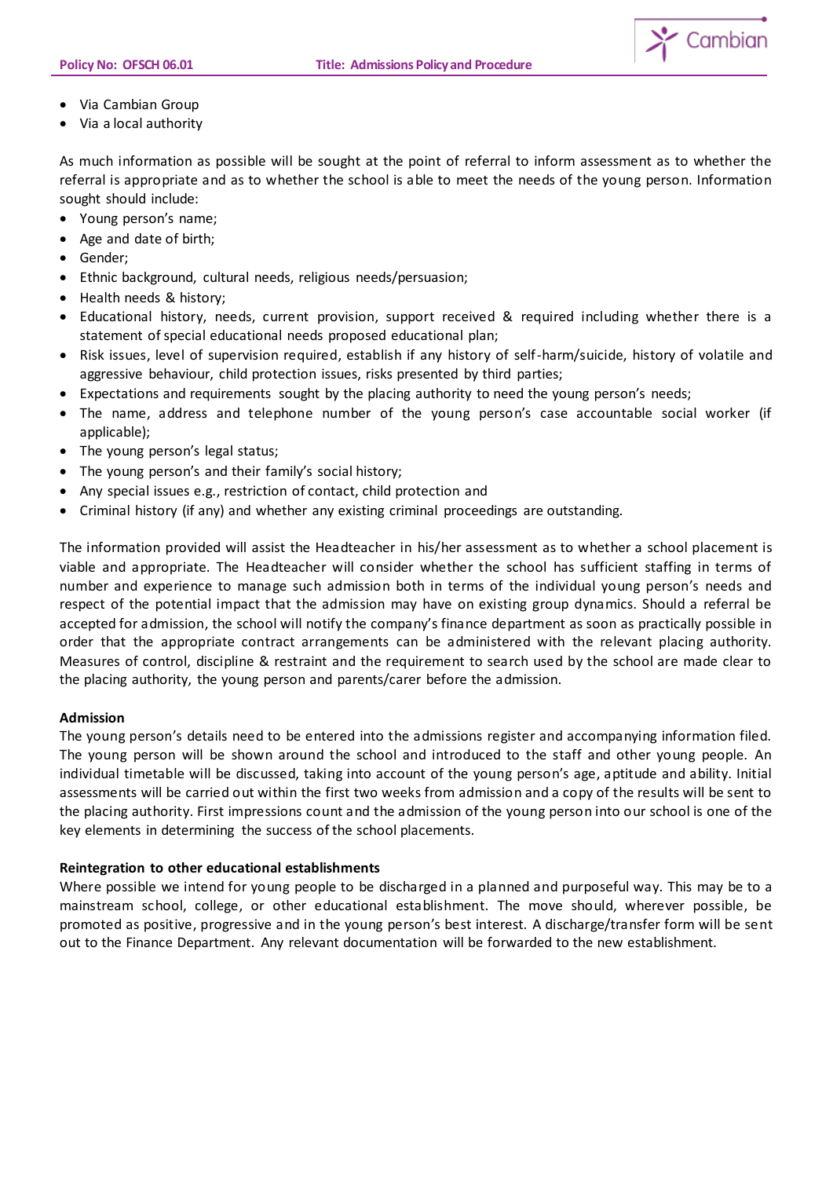- Via Cambian Group
- Via a local authority

As much information as possible will be sought at the point of referral to inform assessment as to whether the referral is appropriate and as to whether the school is able to meet the needs of the young person. Information sought should include:

- Young person's name;
- Age and date of birth;
- Gender;
- Ethnic background, cultural needs, religious needs/persuasion;
- Health needs & history;
- Educational history, needs, current provision, support received & required including whether there is a statement of special educational needs proposed educational plan;
- Risk issues, level of supervision required, establish if any history of self-harm/suicide, history of volatile and aggressive behaviour, child protection issues, risks presented by third parties;
- Expectations and requirements sought by the placing authority to need the young person's needs;
- The name, address and telephone number of the young person's case accountable social worker (if applicable);
- The young person's legal status;
- The young person's and their family's social history;
- Any special issues e.g., restriction of contact, child protection and
- Criminal history (if any) and whether any existing criminal proceedings are outstanding.

The information provided will assist the Headteacher in his/her assessment as to whether a school placement is viable and appropriate. The Headteacher will consider whether the school has sufficient staffing in terms of number and experience to manage such admission both in terms of the individual young person's needs and respect of the potential impact that the admission may have on existing group dynamics. Should a referral be accepted for admission, the school will notify the company's finance department as soon as practically possible in order that the appropriate contract arrangements can be administered with the relevant placing authority. Measures of control, discipline & restraint and the requirement to search used by the school are made clear to the placing authority, the young person and parents/carer before the admission.

**Admission**

The young person's details need to be entered into the admissions register and accompanying information filed. The young person will be shown around the school and introduced to the staff and other young people. An individual timetable will be discussed, taking into account of the young person's age, aptitude and ability. Initial assessments will be carried out within the first two weeks from admission and a copy of the results will be sent to the placing authority. First impressions count and the admission of the young person into our school is one of the key elements in determining the success of the school placements.

**Reintegration to other educational establishments**

Where possible we intend for young people to be discharged in a planned and purposeful way. This may be to a mainstream school, college, or other educational establishment. The move should, wherever possible, be promoted as positive, progressive and in the young person's best interest. A discharge/transfer form will be sent out to the Finance Department. Any relevant documentation will be forwarded to the new establishment.